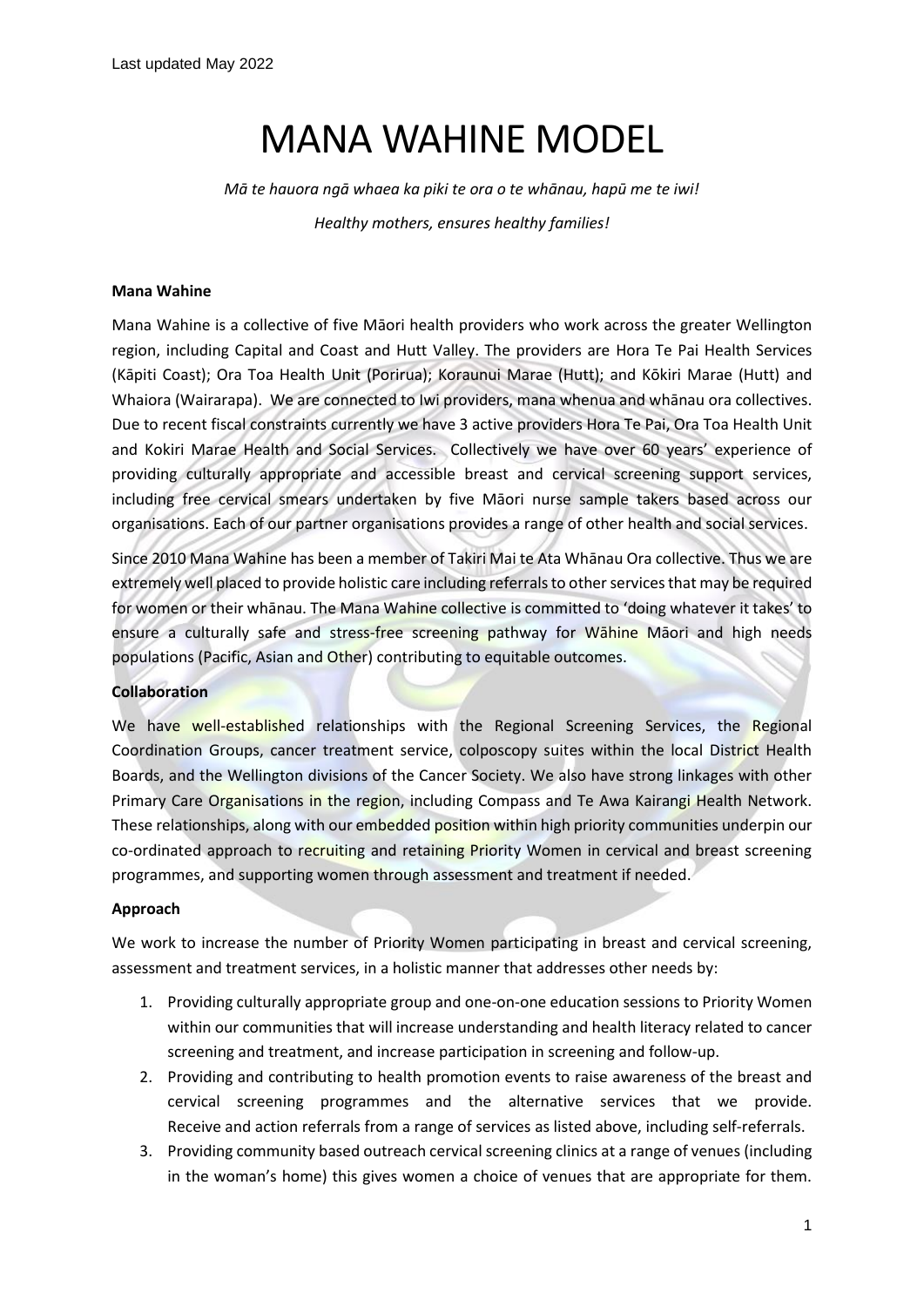Last updated May 2022

# MANA WAHINE MODEL

*Mā te hauora ngā whaea ka piki te ora o te whānau, hapū me te iwi!*

*Healthy mothers, ensures healthy families!*

**Mana Wahine**

Mana Wahine is a collective of five Māori health providers who work across the greater Wellington region, including Capital and Coast and Hutt Valley. The providers are Hora Te Pai Health Services (Kāpiti Coast); Ora Toa Health Unit (Porirua); Koraunui Marae (Hutt); and Kōkiri Marae (Hutt) and Whaiora (Wairarapa). We are connected to Iwi providers, mana whenua and whānau ora collectives. Due to recent fiscal constraints currently we have 3 active providers Hora Te Pai, Ora Toa Health Unit and Kokiri Marae Health and Social Services. Collectively we have over 60 years' experience of providing culturally appropriate and accessible breast and cervical screening support services, including free cervical smears undertaken by five Māori nurse sample takers based across our organisations. Each of our partner organisations provides a range of other health and social services.

Since 2010 Mana Wahine has been a member of Takiri Mai te Ata Whānau Ora collective. Thus we are extremely well placed to provide holistic care including referrals to other services that may be required for women or their whānau. The Mana Wahine collective is committed to 'doing whatever it takes' to ensure a culturally safe and stress-free screening pathway for Wāhine Māori and high needs populations (Pacific, Asian and Other) contributing to equitable outcomes.

**Collaboration**

We have well-established relationships with the Regional Screening Services, the Regional Coordination Groups, cancer treatment service, colposcopy suites within the local District Health Boards, and the Wellington divisions of the Cancer Society. We also have strong linkages with other Primary Care Organisations in the region, including Compass and Te Awa Kairangi Health Network. These relationships, along with our embedded position within high priority communities underpin our co-ordinated approach to recruiting and retaining Priority Women in cervical and breast screening programmes, and supporting women through assessment and treatment if needed.

**Approach**

We work to increase the number of Priority Women participating in breast and cervical screening, assessment and treatment services, in a holistic manner that addresses other needs by:

1. Providing culturally appropriate group and one-on-one education sessions to Priority Women within our communities that will increase understanding and health literacy related to cancer screening and treatment, and increase participation in screening and follow-up.
2. Providing and contributing to health promotion events to raise awareness of the breast and cervical screening programmes and the alternative services that we provide. Receive and action referrals from a range of services as listed above, including self-referrals.
3. Providing community based outreach cervical screening clinics at a range of venues (including in the woman's home) this gives women a choice of venues that are appropriate for them.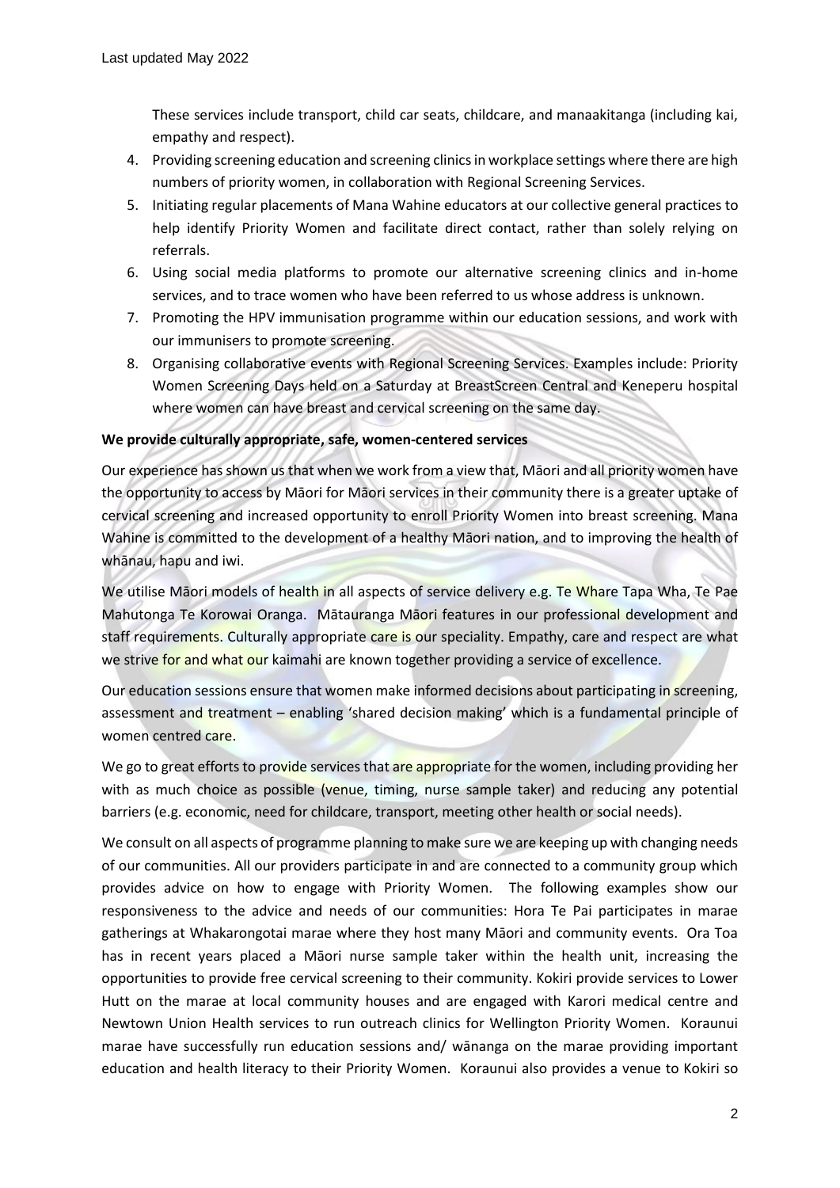These services include transport, child car seats, childcare, and manaakitanga (including kai, empathy and respect).

4. Providing screening education and screening clinics in workplace settings where there are high numbers of priority women, in collaboration with Regional Screening Services.
5. Initiating regular placements of Mana Wahine educators at our collective general practices to help identify Priority Women and facilitate direct contact, rather than solely relying on referrals.
6. Using social media platforms to promote our alternative screening clinics and in-home services, and to trace women who have been referred to us whose address is unknown.
7. Promoting the HPV immunisation programme within our education sessions, and work with our immunisers to promote screening.
8. Organising collaborative events with Regional Screening Services. Examples include: Priority Women Screening Days held on a Saturday at BreastScreen Central and Keneperu hospital where women can have breast and cervical screening on the same day.

**We provide culturally appropriate, safe, women-centered services**

Our experience has shown us that when we work from a view that, Māori and all priority women have the opportunity to access by Māori for Māori services in their community there is a greater uptake of cervical screening and increased opportunity to enroll Priority Women into breast screening. Mana Wahine is committed to the development of a healthy Māori nation, and to improving the health of whānau, hapu and iwi.

We utilise Māori models of health in all aspects of service delivery e.g. Te Whare Tapa Wha, Te Pae Mahutonga Te Korowai Oranga. Mātauranga Māori features in our professional development and staff requirements. Culturally appropriate care is our speciality. Empathy, care and respect are what we strive for and what our kaimahi are known together providing a service of excellence.

Our education sessions ensure that women make informed decisions about participating in screening, assessment and treatment – enabling 'shared decision making' which is a fundamental principle of women centred care.

We go to great efforts to provide services that are appropriate for the women, including providing her with as much choice as possible (venue, timing, nurse sample taker) and reducing any potential barriers (e.g. economic, need for childcare, transport, meeting other health or social needs).

We consult on all aspects of programme planning to make sure we are keeping up with changing needs of our communities. All our providers participate in and are connected to a community group which provides advice on how to engage with Priority Women. The following examples show our responsiveness to the advice and needs of our communities: Hora Te Pai participates in marae gatherings at Whakarongotai marae where they host many Māori and community events. Ora Toa has in recent years placed a Māori nurse sample taker within the health unit, increasing the opportunities to provide free cervical screening to their community. Kokiri provide services to Lower Hutt on the marae at local community houses and are engaged with Karori medical centre and Newtown Union Health services to run outreach clinics for Wellington Priority Women. Koraunui marae have successfully run education sessions and/ wānanga on the marae providing important education and health literacy to their Priority Women. Koraunui also provides a venue to Kokiri so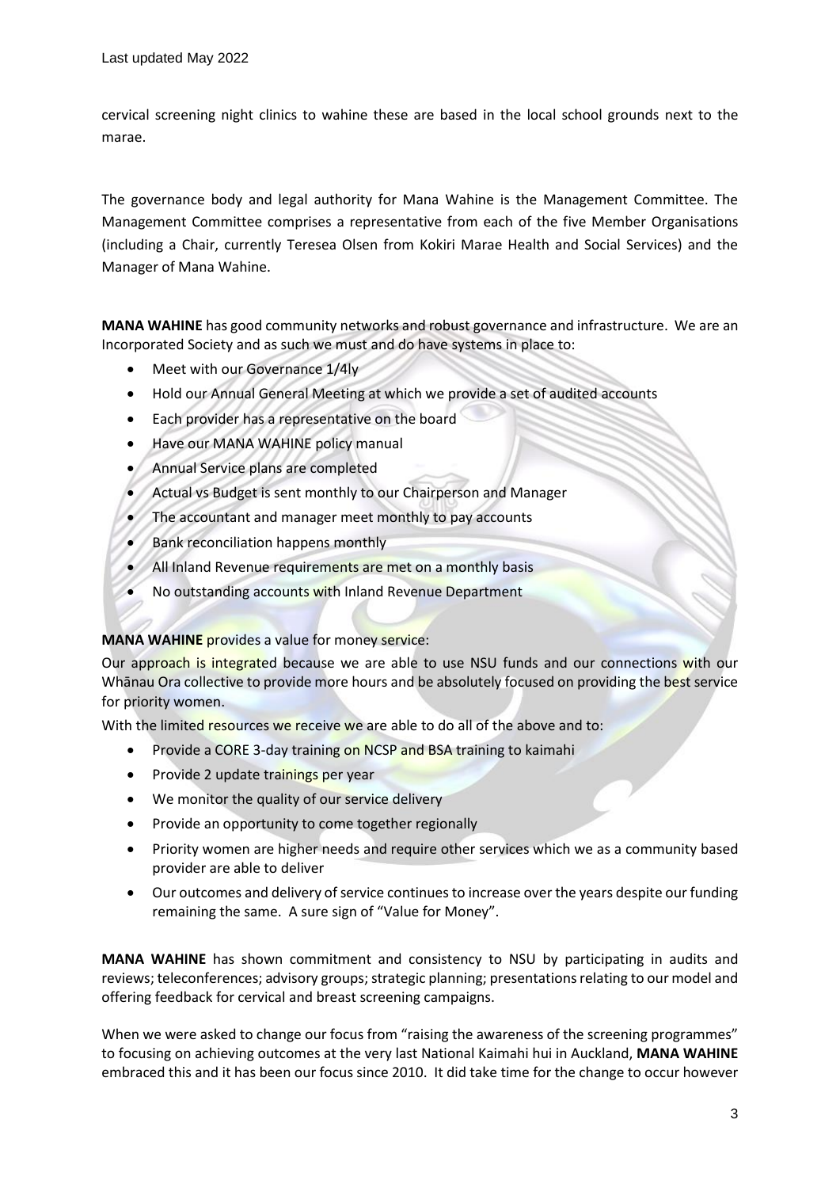cervical screening night clinics to wahine these are based in the local school grounds next to the marae.

The governance body and legal authority for Mana Wahine is the Management Committee. The Management Committee comprises a representative from each of the five Member Organisations (including a Chair, currently Teresea Olsen from Kokiri Marae Health and Social Services) and the Manager of Mana Wahine.

**MANA WAHINE** has good community networks and robust governance and infrastructure. We are an Incorporated Society and as such we must and do have systems in place to:

- Meet with our Governance 1/4ly
- Hold our Annual General Meeting at which we provide a set of audited accounts
- Each provider has a representative on the board
- Have our MANA WAHINE policy manual
- Annual Service plans are completed
- Actual vs Budget is sent monthly to our Chairperson and Manager
- The accountant and manager meet monthly to pay accounts
- Bank reconciliation happens monthly
- All Inland Revenue requirements are met on a monthly basis
- No outstanding accounts with Inland Revenue Department

**MANA WAHINE** provides a value for money service:

Our approach is integrated because we are able to use NSU funds and our connections with our Whānau Ora collective to provide more hours and be absolutely focused on providing the best service for priority women.

With the limited resources we receive we are able to do all of the above and to:

- Provide a CORE 3-day training on NCSP and BSA training to kaimahi
- Provide 2 update trainings per year
- We monitor the quality of our service delivery
- Provide an opportunity to come together regionally
- Priority women are higher needs and require other services which we as a community based provider are able to deliver
- Our outcomes and delivery of service continues to increase over the years despite our funding remaining the same. A sure sign of "Value for Money".

**MANA WAHINE** has shown commitment and consistency to NSU by participating in audits and reviews; teleconferences; advisory groups; strategic planning; presentations relating to our model and offering feedback for cervical and breast screening campaigns.

When we were asked to change our focus from "raising the awareness of the screening programmes" to focusing on achieving outcomes at the very last National Kaimahi hui in Auckland, **MANA WAHINE** embraced this and it has been our focus since 2010. It did take time for the change to occur however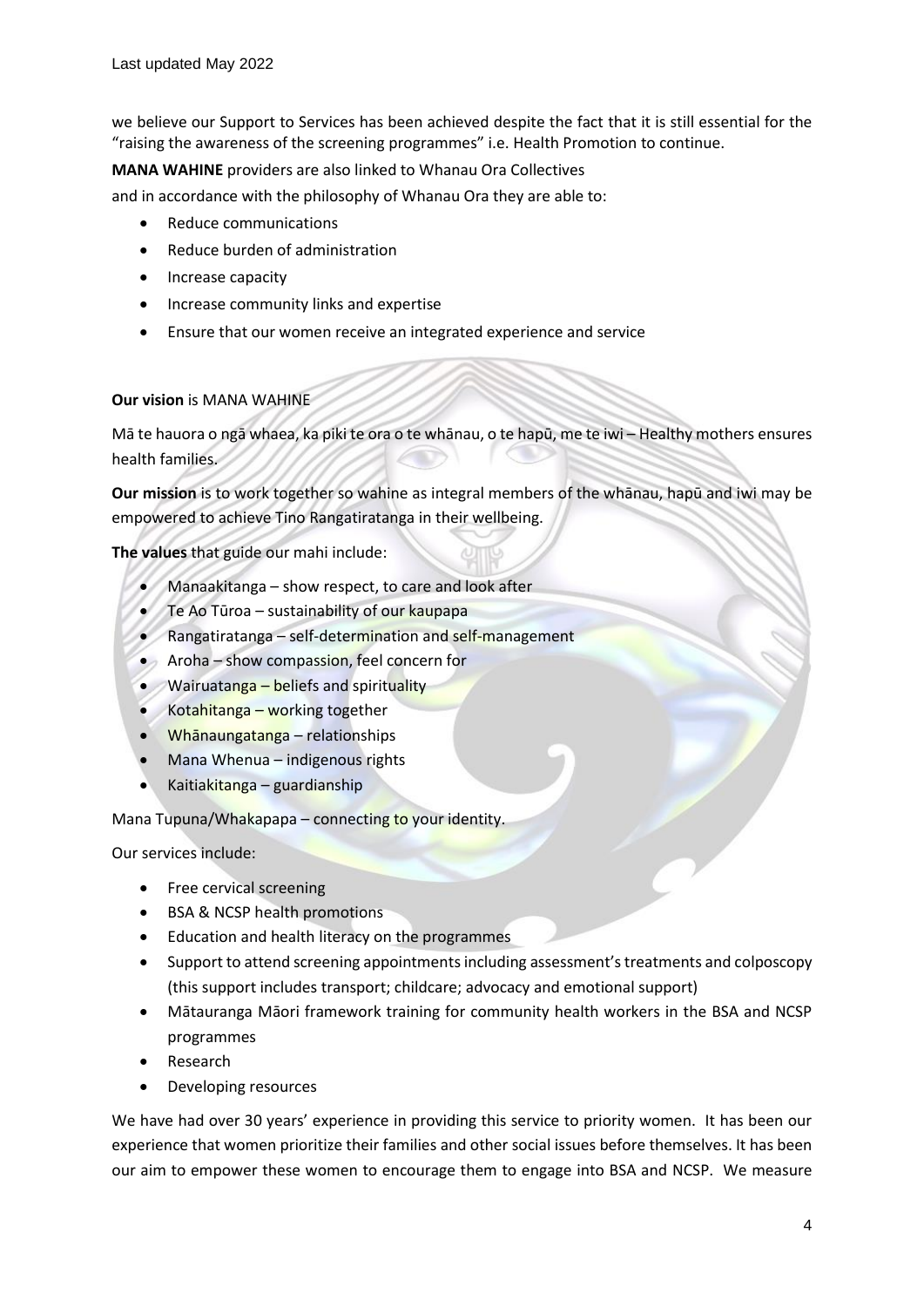we believe our Support to Services has been achieved despite the fact that it is still essential for the "raising the awareness of the screening programmes" i.e. Health Promotion to continue.

**MANA WAHINE** providers are also linked to Whanau Ora Collectives

and in accordance with the philosophy of Whanau Ora they are able to:

- Reduce communications
- Reduce burden of administration
- Increase capacity
- Increase community links and expertise
- Ensure that our women receive an integrated experience and service

**Our vision** is MANA WAHINE

Mā te hauora o ngā whaea, ka piki te ora o te whānau, o te hapū, me te iwi – Healthy mothers ensures health families.

**Our mission** is to work together so wahine as integral members of the whānau, hapū and iwi may be empowered to achieve Tino Rangatiratanga in their wellbeing.

**The values** that guide our mahi include:

- Manaakitanga – show respect, to care and look after
- Te Ao Tūroa – sustainability of our kaupapa
- Rangatiratanga – self-determination and self-management
- Aroha – show compassion, feel concern for
- Wairuatanga – beliefs and spirituality
- Kotahitanga – working together
- Whānaungatanga – relationships
- Mana Whenua – indigenous rights
- Kaitiakitanga – guardianship

Mana Tupuna/Whakapapa – connecting to your identity.

Our services include:

- Free cervical screening
- BSA & NCSP health promotions
- Education and health literacy on the programmes
- Support to attend screening appointments including assessment's treatments and colposcopy (this support includes transport; childcare; advocacy and emotional support)
- Mātauranga Māori framework training for community health workers in the BSA and NCSP programmes
- Research
- Developing resources

We have had over 30 years' experience in providing this service to priority women. It has been our experience that women prioritize their families and other social issues before themselves. It has been our aim to empower these women to encourage them to engage into BSA and NCSP. We measure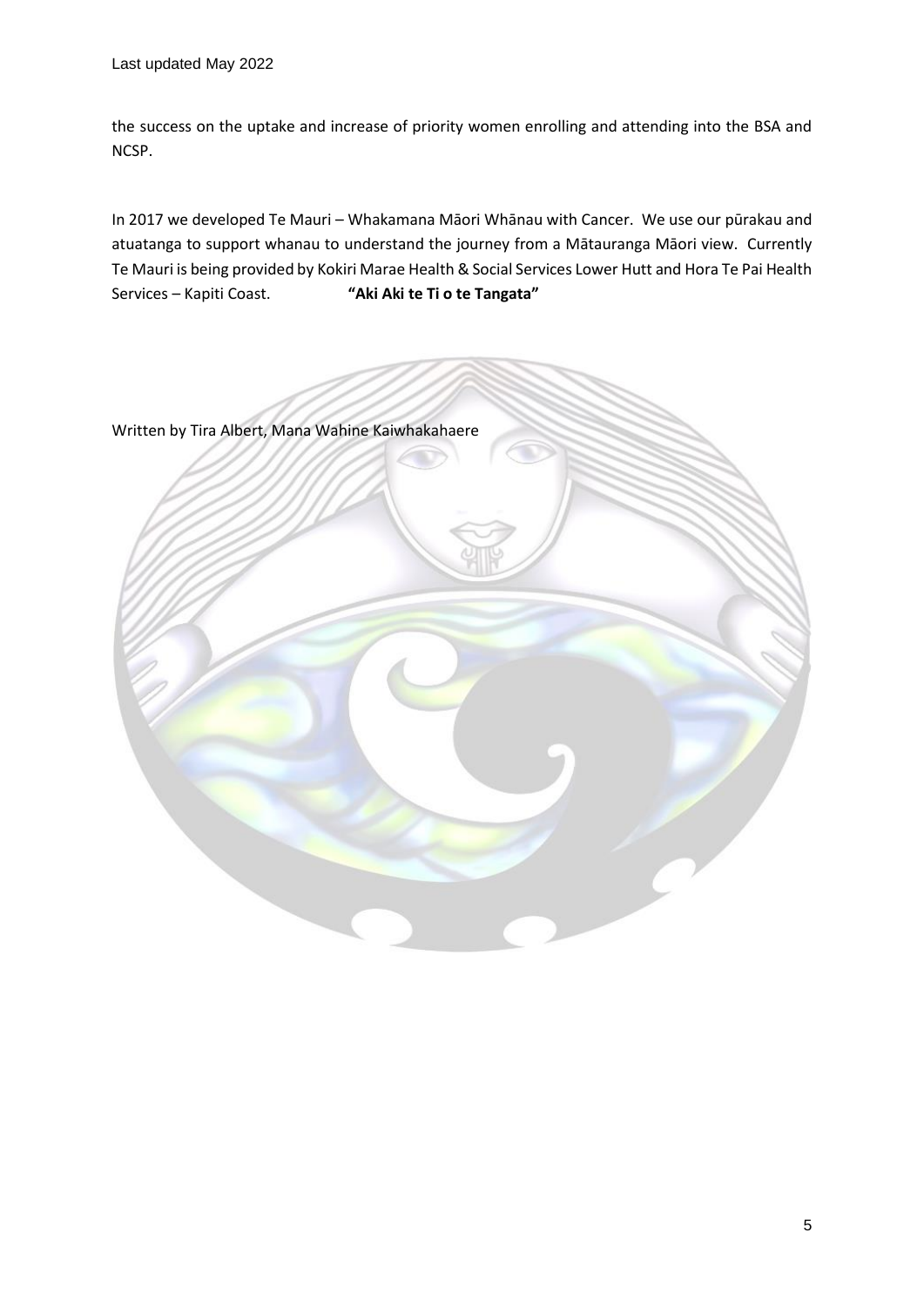the success on the uptake and increase of priority women enrolling and attending into the BSA and NCSP.

In 2017 we developed Te Mauri – Whakamana Māori Whānau with Cancer. We use our pūrakau and atuatanga to support whanau to understand the journey from a Mātauranga Māori view. Currently Te Mauri is being provided by Kokiri Marae Health & Social Services Lower Hutt and Hora Te Pai Health Services – Kapiti Coast. **"Aki Aki te Ti o te Tangata"**

Written by Tira Albert, Mana Wahine Kaiwhakahaere